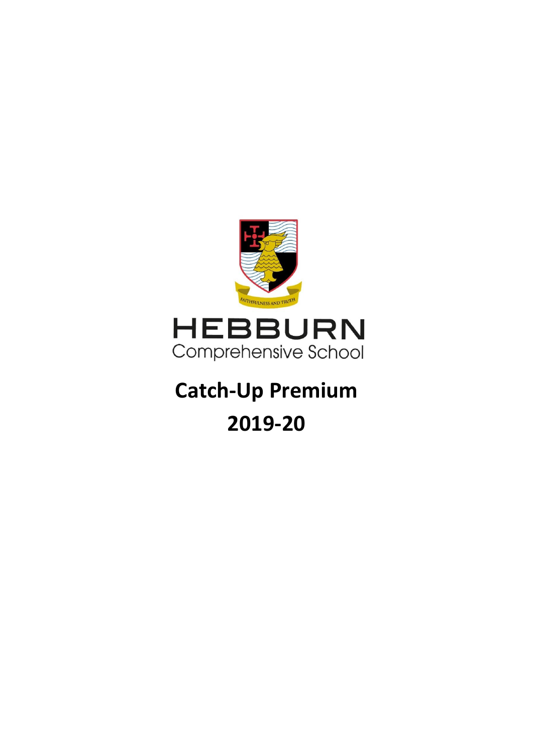FAITHFULNESS AND TRUTH

HEBBURN
Comprehensive School

# Catch-Up Premium

# 2019-20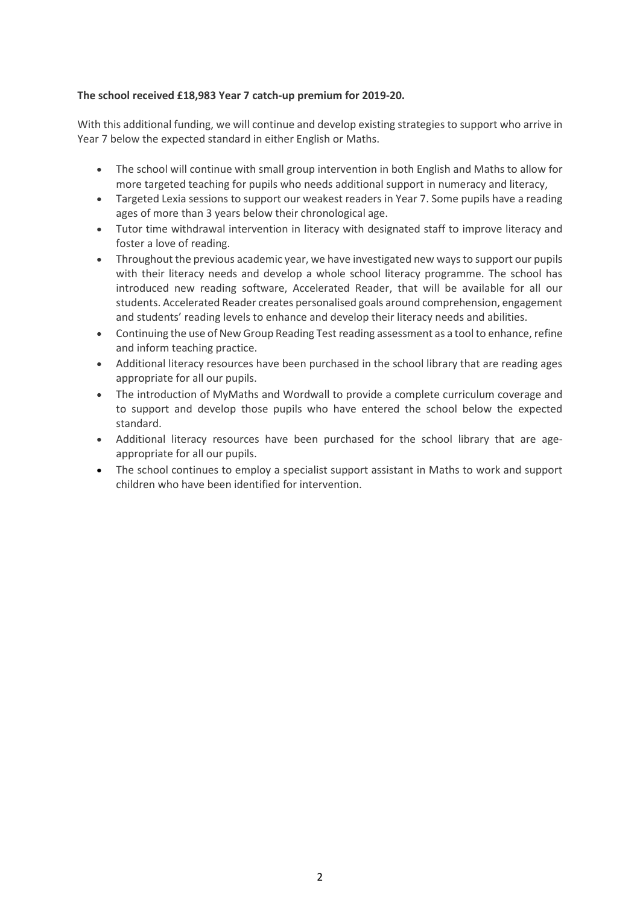**The school received £18,983 Year 7 catch-up premium for 2019-20.**

With this additional funding, we will continue and develop existing strategies to support who arrive in Year 7 below the expected standard in either English or Maths.

- The school will continue with small group intervention in both English and Maths to allow for more targeted teaching for pupils who needs additional support in numeracy and literacy,
- Targeted Lexia sessions to support our weakest readers in Year 7. Some pupils have a reading ages of more than 3 years below their chronological age.
- Tutor time withdrawal intervention in literacy with designated staff to improve literacy and foster a love of reading.
- Throughout the previous academic year, we have investigated new ways to support our pupils with their literacy needs and develop a whole school literacy programme. The school has introduced new reading software, Accelerated Reader, that will be available for all our students. Accelerated Reader creates personalised goals around comprehension, engagement and students' reading levels to enhance and develop their literacy needs and abilities.
- Continuing the use of New Group Reading Test reading assessment as a tool to enhance, refine and inform teaching practice.
- Additional literacy resources have been purchased in the school library that are reading ages appropriate for all our pupils.
- The introduction of MyMaths and Wordwall to provide a complete curriculum coverage and to support and develop those pupils who have entered the school below the expected standard.
- Additional literacy resources have been purchased for the school library that are age-appropriate for all our pupils.
- The school continues to employ a specialist support assistant in Maths to work and support children who have been identified for intervention.